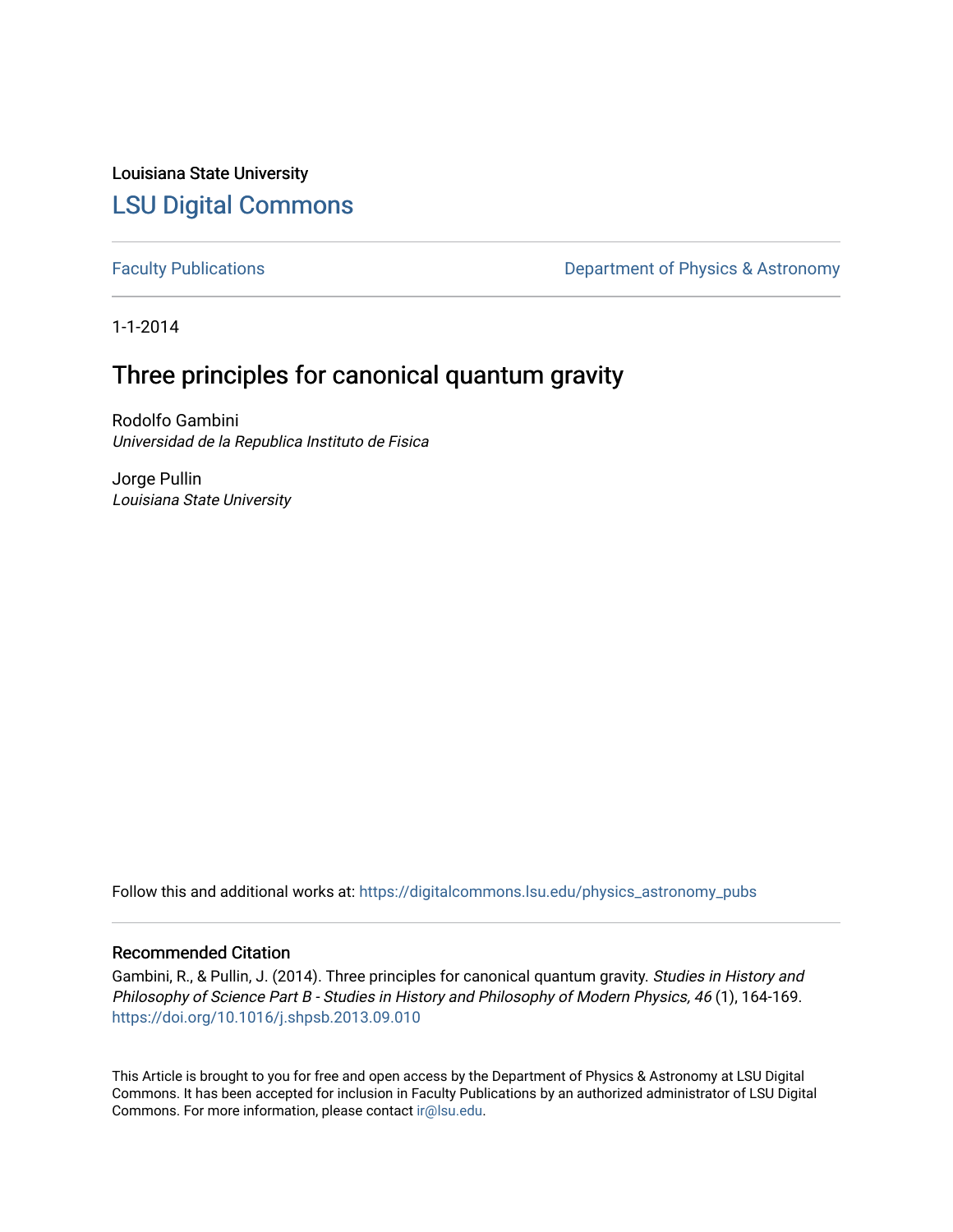Louisiana State University

# LSU Digital Commons

Faculty Publications

Department of Physics & Astronomy

1-1-2014

## Three principles for canonical quantum gravity

Rodolfo Gambini
*Universidad de la Republica Instituto de Fisica*

Jorge Pullin
*Louisiana State University*

Follow this and additional works at: https://digitalcommons.lsu.edu/physics_astronomy_pubs

### Recommended Citation

Gambini, R., & Pullin, J. (2014). Three principles for canonical quantum gravity. *Studies in History and Philosophy of Science Part B - Studies in History and Philosophy of Modern Physics, 46* (1), 164-169. https://doi.org/10.1016/j.shpsb.2013.09.010

This Article is brought to you for free and open access by the Department of Physics & Astronomy at LSU Digital Commons. It has been accepted for inclusion in Faculty Publications by an authorized administrator of LSU Digital Commons. For more information, please contact ir@lsu.edu.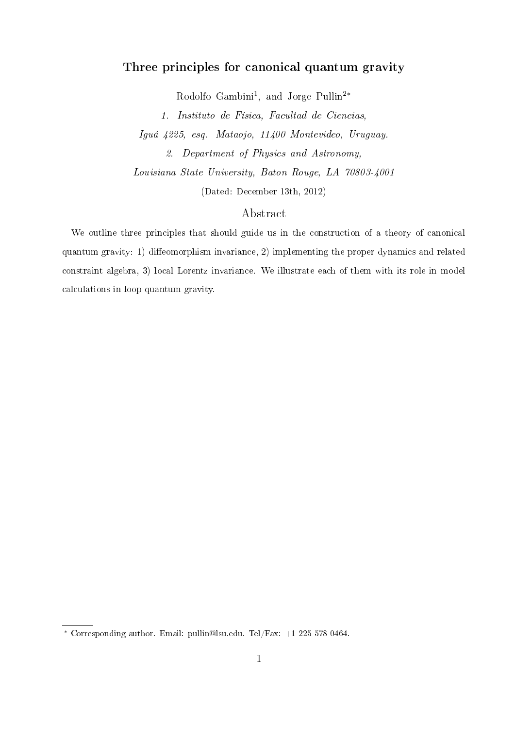# Three principles for canonical quantum gravity

Rodolfo Gambini[1], and Jorge Pullin[2*]

*1. Instituto de Física, Facultad de Ciencias,*

*Iguá 4225, esq. Mataojo, 11400 Montevideo, Uruguay.*

*2. Department of Physics and Astronomy,*

*Louisiana State University, Baton Rouge, LA 70803-4001*

(Dated: December 13th, 2012)

## Abstract

We outline three principles that should guide us in the construction of a theory of canonical quantum gravity: 1) diffeomorphism invariance, 2) implementing the proper dynamics and related constraint algebra, 3) local Lorentz invariance. We illustrate each of them with its role in model calculations in loop quantum gravity.

---

[*] Corresponding author. Email: pullin@lsu.edu. Tel/Fax: +1 225 578 0464.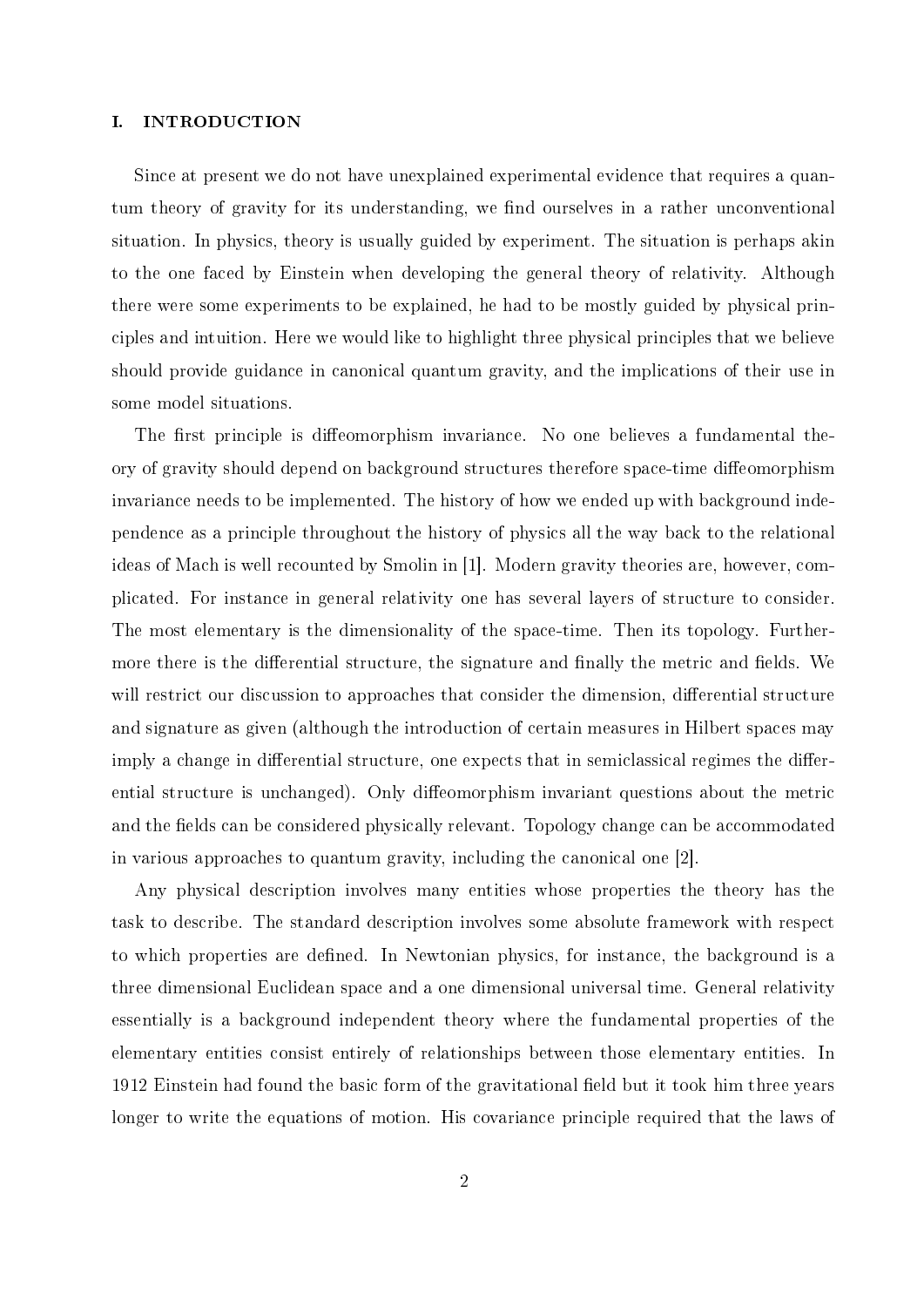## I. INTRODUCTION

Since at present we do not have unexplained experimental evidence that requires a quantum theory of gravity for its understanding, we find ourselves in a rather unconventional situation. In physics, theory is usually guided by experiment. The situation is perhaps akin to the one faced by Einstein when developing the general theory of relativity. Although there were some experiments to be explained, he had to be mostly guided by physical principles and intuition. Here we would like to highlight three physical principles that we believe should provide guidance in canonical quantum gravity, and the implications of their use in some model situations.

The first principle is diffeomorphism invariance. No one believes a fundamental theory of gravity should depend on background structures therefore space-time diffeomorphism invariance needs to be implemented. The history of how we ended up with background independence as a principle throughout the history of physics all the way back to the relational ideas of Mach is well recounted by Smolin in [1]. Modern gravity theories are, however, complicated. For instance in general relativity one has several layers of structure to consider. The most elementary is the dimensionality of the space-time. Then its topology. Furthermore there is the differential structure, the signature and finally the metric and fields. We will restrict our discussion to approaches that consider the dimension, differential structure and signature as given (although the introduction of certain measures in Hilbert spaces may imply a change in differential structure, one expects that in semiclassical regimes the differential structure is unchanged). Only diffeomorphism invariant questions about the metric and the fields can be considered physically relevant. Topology change can be accommodated in various approaches to quantum gravity, including the canonical one [2].

Any physical description involves many entities whose properties the theory has the task to describe. The standard description involves some absolute framework with respect to which properties are defined. In Newtonian physics, for instance, the background is a three dimensional Euclidean space and a one dimensional universal time. General relativity essentially is a background independent theory where the fundamental properties of the elementary entities consist entirely of relationships between those elementary entities. In 1912 Einstein had found the basic form of the gravitational field but it took him three years longer to write the equations of motion. His covariance principle required that the laws of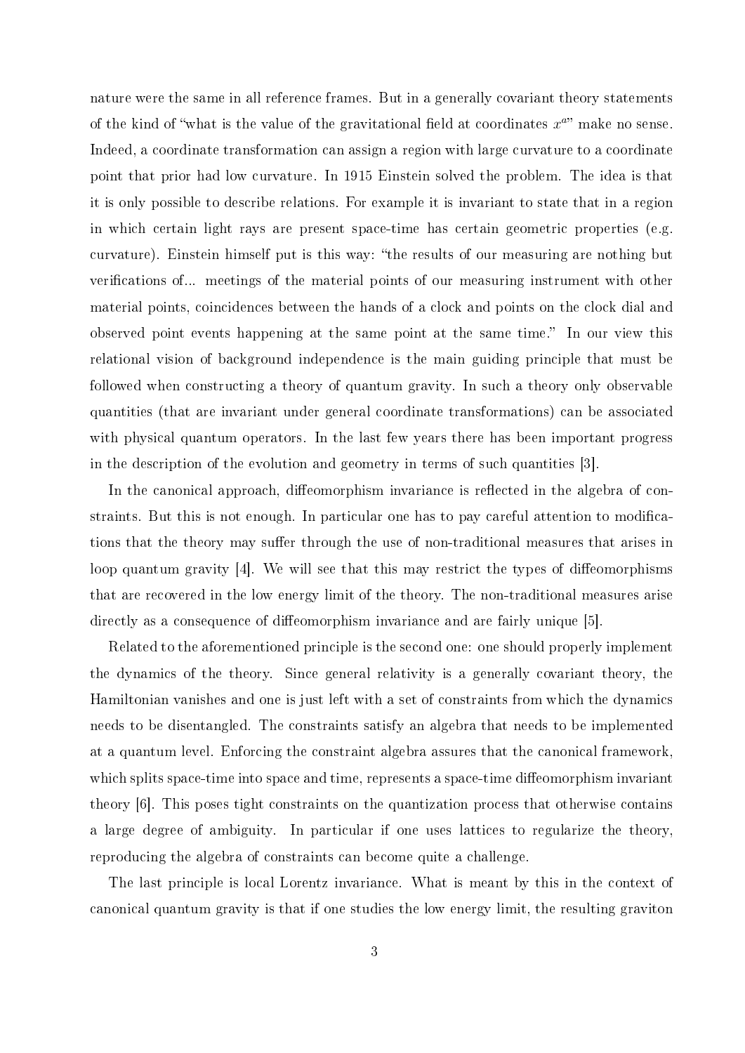nature were the same in all reference frames. But in a generally covariant theory statements of the kind of "what is the value of the gravitational field at coordinates $x^a$" make no sense. Indeed, a coordinate transformation can assign a region with large curvature to a coordinate point that prior had low curvature. In 1915 Einstein solved the problem. The idea is that it is only possible to describe relations. For example it is invariant to state that in a region in which certain light rays are present space-time has certain geometric properties (e.g. curvature). Einstein himself put is this way: "the results of our measuring are nothing but verifications of... meetings of the material points of our measuring instrument with other material points, coincidences between the hands of a clock and points on the clock dial and observed point events happening at the same point at the same time." In our view this relational vision of background independence is the main guiding principle that must be followed when constructing a theory of quantum gravity. In such a theory only observable quantities (that are invariant under general coordinate transformations) can be associated with physical quantum operators. In the last few years there has been important progress in the description of the evolution and geometry in terms of such quantities [3].

In the canonical approach, diffeomorphism invariance is reflected in the algebra of constraints. But this is not enough. In particular one has to pay careful attention to modifications that the theory may suffer through the use of non-traditional measures that arises in loop quantum gravity [4]. We will see that this may restrict the types of diffeomorphisms that are recovered in the low energy limit of the theory. The non-traditional measures arise directly as a consequence of diffeomorphism invariance and are fairly unique [5].

Related to the aforementioned principle is the second one: one should properly implement the dynamics of the theory. Since general relativity is a generally covariant theory, the Hamiltonian vanishes and one is just left with a set of constraints from which the dynamics needs to be disentangled. The constraints satisfy an algebra that needs to be implemented at a quantum level. Enforcing the constraint algebra assures that the canonical framework, which splits space-time into space and time, represents a space-time diffeomorphism invariant theory [6]. This poses tight constraints on the quantization process that otherwise contains a large degree of ambiguity. In particular if one uses lattices to regularize the theory, reproducing the algebra of constraints can become quite a challenge.

The last principle is local Lorentz invariance. What is meant by this in the context of canonical quantum gravity is that if one studies the low energy limit, the resulting graviton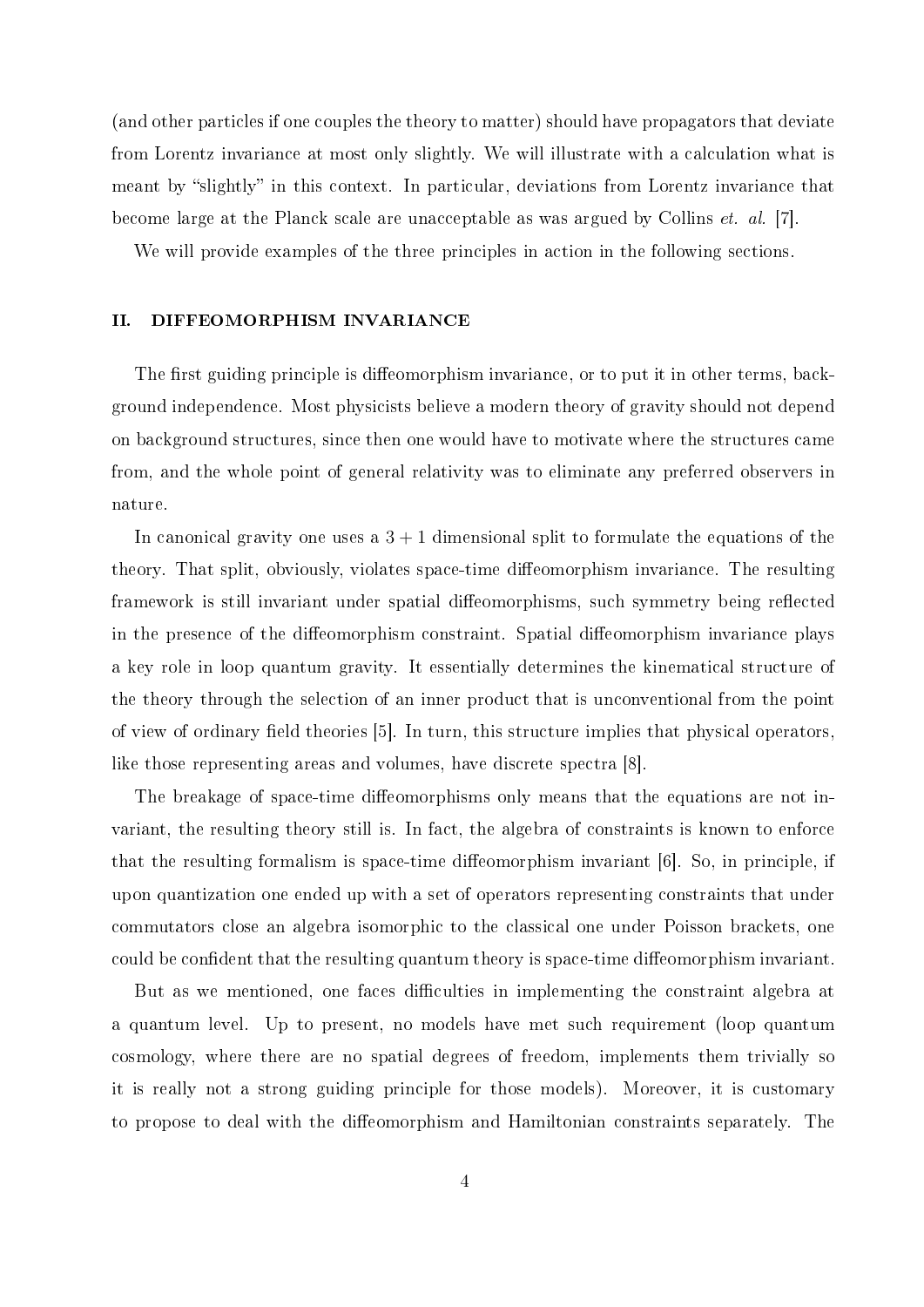(and other particles if one couples the theory to matter) should have propagators that deviate from Lorentz invariance at most only slightly. We will illustrate with a calculation what is meant by "slightly" in this context. In particular, deviations from Lorentz invariance that become large at the Planck scale are unacceptable as was argued by Collins *et. al.* [7].

We will provide examples of the three principles in action in the following sections.

## II. DIFFEOMORPHISM INVARIANCE

The first guiding principle is diffeomorphism invariance, or to put it in other terms, background independence. Most physicists believe a modern theory of gravity should not depend on background structures, since then one would have to motivate where the structures came from, and the whole point of general relativity was to eliminate any preferred observers in nature.

In canonical gravity one uses a $3+1$ dimensional split to formulate the equations of the theory. That split, obviously, violates space-time diffeomorphism invariance. The resulting framework is still invariant under spatial diffeomorphisms, such symmetry being reflected in the presence of the diffeomorphism constraint. Spatial diffeomorphism invariance plays a key role in loop quantum gravity. It essentially determines the kinematical structure of the theory through the selection of an inner product that is unconventional from the point of view of ordinary field theories [5]. In turn, this structure implies that physical operators, like those representing areas and volumes, have discrete spectra [8].

The breakage of space-time diffeomorphisms only means that the equations are not invariant, the resulting theory still is. In fact, the algebra of constraints is known to enforce that the resulting formalism is space-time diffeomorphism invariant [6]. So, in principle, if upon quantization one ended up with a set of operators representing constraints that under commutators close an algebra isomorphic to the classical one under Poisson brackets, one could be confident that the resulting quantum theory is space-time diffeomorphism invariant.

But as we mentioned, one faces difficulties in implementing the constraint algebra at a quantum level. Up to present, no models have met such requirement (loop quantum cosmology, where there are no spatial degrees of freedom, implements them trivially so it is really not a strong guiding principle for those models). Moreover, it is customary to propose to deal with the diffeomorphism and Hamiltonian constraints separately. The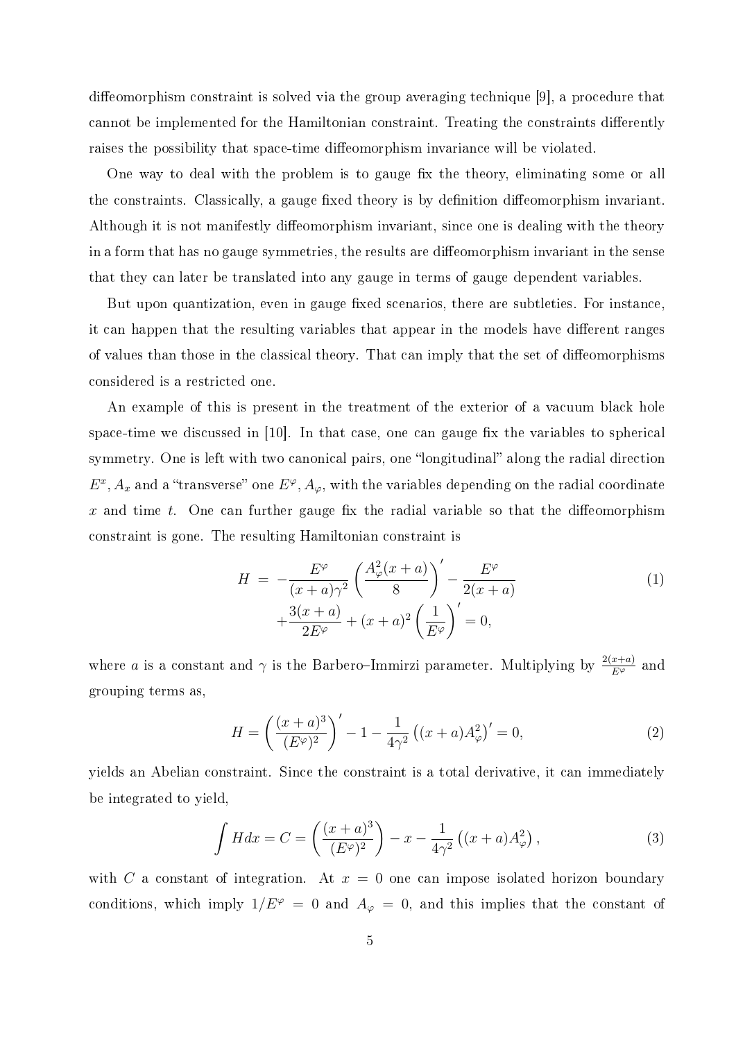diffeomorphism constraint is solved via the group averaging technique [9], a procedure that cannot be implemented for the Hamiltonian constraint. Treating the constraints differently raises the possibility that space-time diffeomorphism invariance will be violated.

One way to deal with the problem is to gauge fix the theory, eliminating some or all the constraints. Classically, a gauge fixed theory is by definition diffeomorphism invariant. Although it is not manifestly diffeomorphism invariant, since one is dealing with the theory in a form that has no gauge symmetries, the results are diffeomorphism invariant in the sense that they can later be translated into any gauge in terms of gauge dependent variables.

But upon quantization, even in gauge fixed scenarios, there are subtleties. For instance, it can happen that the resulting variables that appear in the models have different ranges of values than those in the classical theory. That can imply that the set of diffeomorphisms considered is a restricted one.

An example of this is present in the treatment of the exterior of a vacuum black hole space-time we discussed in [10]. In that case, one can gauge fix the variables to spherical symmetry. One is left with two canonical pairs, one "longitudinal" along the radial direction $E^x, A_x$ and a "transverse" one $E^\varphi, A_\varphi$, with the variables depending on the radial coordinate $x$ and time $t$. One can further gauge fix the radial variable so that the diffeomorphism constraint is gone. The resulting Hamiltonian constraint is

$$
\begin{aligned}
H \; = \; & -\frac{E^\varphi}{(x+a)\gamma^2}\left(\frac{A_\varphi^2(x+a)}{8}\right)' - \frac{E^\varphi}{2(x+a)} \\
& + \frac{3(x+a)}{2E^\varphi} + (x+a)^2\left(\frac{1}{E^\varphi}\right)' = 0,
\end{aligned}
\tag{1}
$$

where $a$ is a constant and $\gamma$ is the Barbero–Immirzi parameter. Multiplying by $\frac{2(x+a)}{E^\varphi}$ and grouping terms as,

$$
H = \left(\frac{(x+a)^3}{(E^\varphi)^2}\right)' - 1 - \frac{1}{4\gamma^2}\left((x+a)A_\varphi^2\right)' = 0,
\tag{2}
$$

yields an Abelian constraint. Since the constraint is a total derivative, it can immediately be integrated to yield,

$$
\int H dx = C = \left(\frac{(x+a)^3}{(E^\varphi)^2}\right) - x - \frac{1}{4\gamma^2}\left((x+a)A_\varphi^2\right),
\tag{3}
$$

with $C$ a constant of integration. At $x = 0$ one can impose isolated horizon boundary conditions, which imply $1/E^\varphi = 0$ and $A_\varphi = 0$, and this implies that the constant of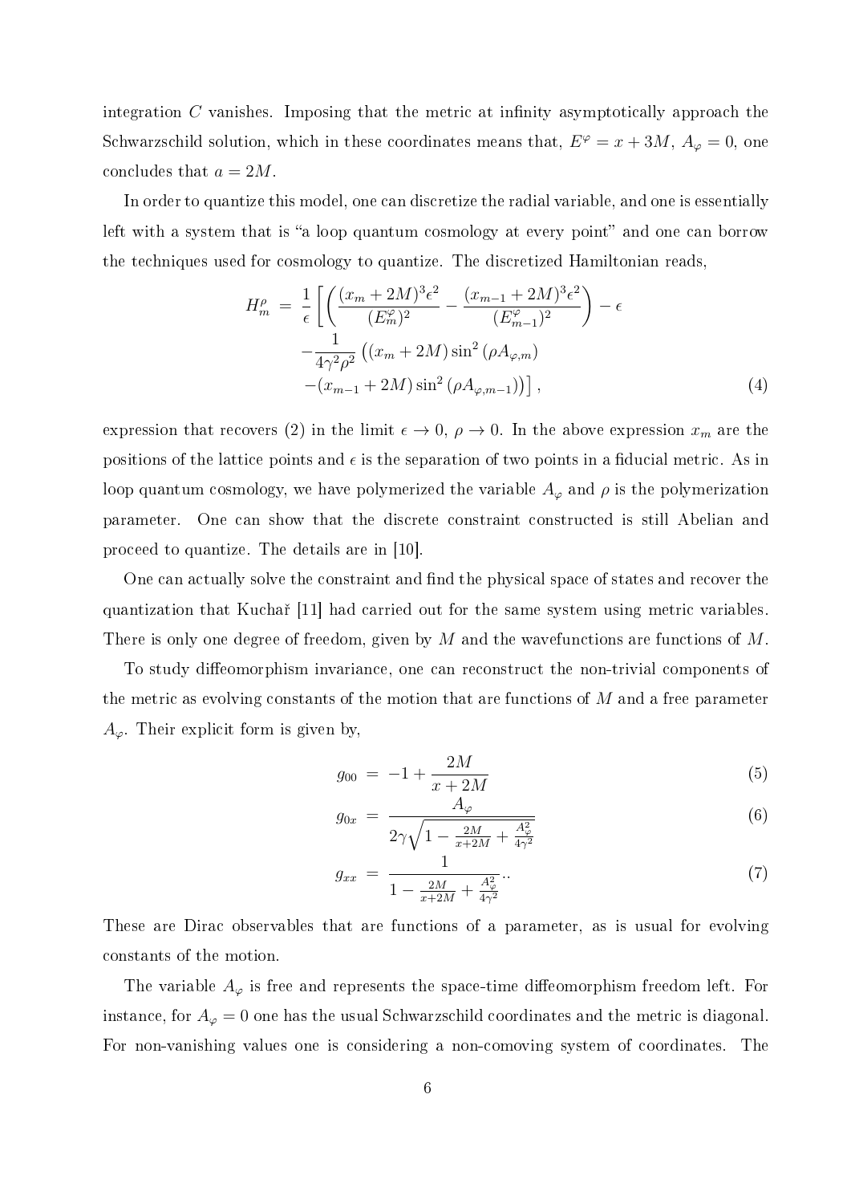integration $C$ vanishes. Imposing that the metric at infinity asymptotically approach the Schwarzschild solution, which in these coordinates means that, $E^\varphi = x + 3M$, $A_\varphi = 0$, one concludes that $a = 2M$.

In order to quantize this model, one can discretize the radial variable, and one is essentially left with a system that is "a loop quantum cosmology at every point" and one can borrow the techniques used for cosmology to quantize. The discretized Hamiltonian reads,

$$
\begin{aligned}
H_m^\rho \; = \; & \frac{1}{\epsilon}\Bigg[\left(\frac{(x_m+2M)^3\epsilon^2}{(E_m^\varphi)^2} - \frac{(x_{m-1}+2M)^3\epsilon^2}{(E_{m-1}^\varphi)^2}\right) - \epsilon \\
& - \frac{1}{4\gamma^2\rho^2}\left((x_m+2M)\sin^2\left(\rho A_{\varphi,m}\right)\right. \\
& \left. -(x_{m-1}+2M)\sin^2\left(\rho A_{\varphi,m-1}\right)\right)\Bigg],
\end{aligned} \tag{4}
$$

expression that recovers (2) in the limit $\epsilon \to 0$, $\rho \to 0$. In the above expression $x_m$ are the positions of the lattice points and $\epsilon$ is the separation of two points in a fiducial metric. As in loop quantum cosmology, we have polymerized the variable $A_\varphi$ and $\rho$ is the polymerization parameter. One can show that the discrete constraint constructed is still Abelian and proceed to quantize. The details are in [10].

One can actually solve the constraint and find the physical space of states and recover the quantization that Kuchař [11] had carried out for the same system using metric variables. There is only one degree of freedom, given by $M$ and the wavefunctions are functions of $M$.

To study diffeomorphism invariance, one can reconstruct the non-trivial components of the metric as evolving constants of the motion that are functions of $M$ and a free parameter $A_\varphi$. Their explicit form is given by,

$$
g_{00} \; = \; -1 + \frac{2M}{x+2M} \tag{5}
$$

$$
g_{0x} \; = \; \frac{A_\varphi}{2\gamma\sqrt{1 - \frac{2M}{x+2M} + \frac{A_\varphi^2}{4\gamma^2}}} \tag{6}
$$

$$
g_{xx} \; = \; \frac{1}{1 - \frac{2M}{x+2M} + \frac{A_\varphi^2}{4\gamma^2}}.. \tag{7}
$$

These are Dirac observables that are functions of a parameter, as is usual for evolving constants of the motion.

The variable $A_\varphi$ is free and represents the space-time diffeomorphism freedom left. For instance, for $A_\varphi = 0$ one has the usual Schwarzschild coordinates and the metric is diagonal. For non-vanishing values one is considering a non-comoving system of coordinates. The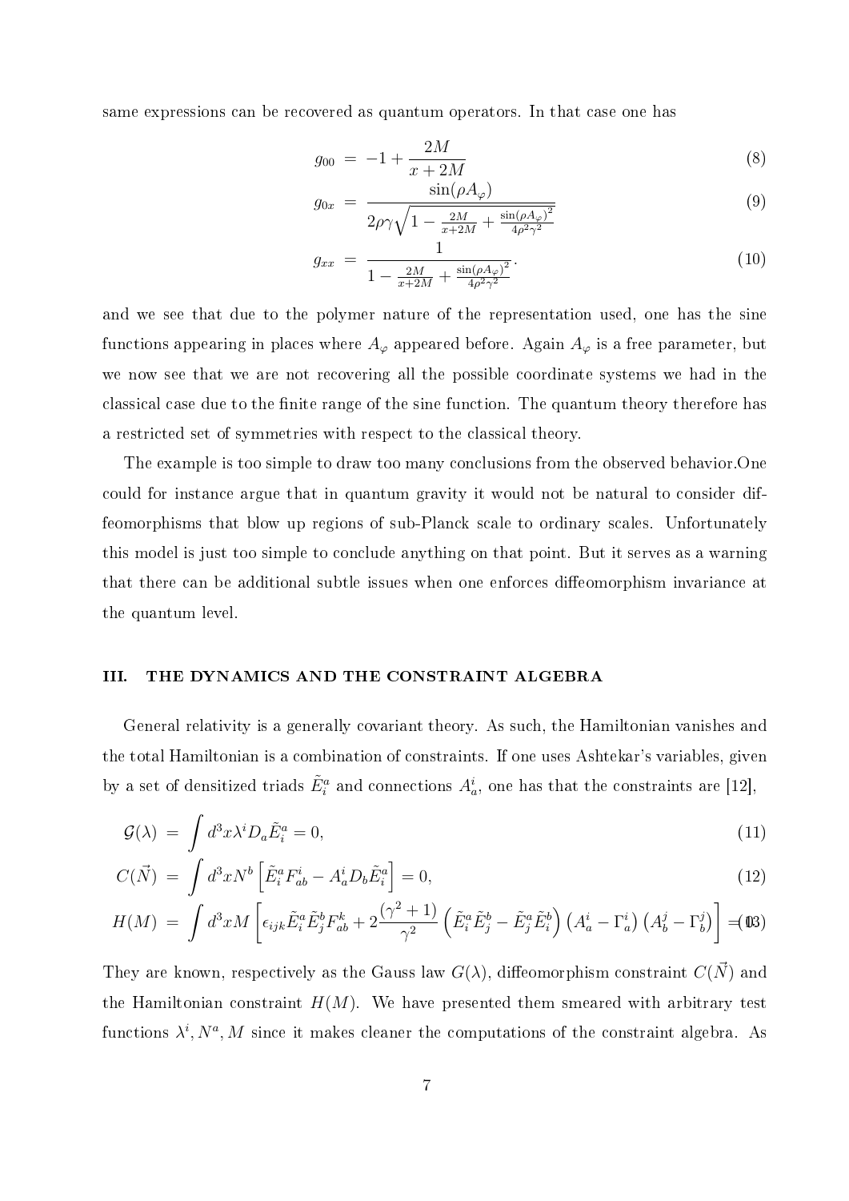same expressions can be recovered as quantum operators. In that case one has

$$g_{00} = -1 + \frac{2M}{x+2M} \tag{8}$$

$$g_{0x} = \frac{\sin(\rho A_\varphi)}{2\rho\gamma\sqrt{1 - \frac{2M}{x+2M} + \frac{\sin(\rho A_\varphi)^2}{4\rho^2\gamma^2}}} \tag{9}$$

$$g_{xx} = \frac{1}{1 - \frac{2M}{x+2M} + \frac{\sin(\rho A_\varphi)^2}{4\rho^2\gamma^2}}. \tag{10}$$

and we see that due to the polymer nature of the representation used, one has the sine functions appearing in places where $A_\varphi$ appeared before. Again $A_\varphi$ is a free parameter, but we now see that we are not recovering all the possible coordinate systems we had in the classical case due to the finite range of the sine function. The quantum theory therefore has a restricted set of symmetries with respect to the classical theory.

The example is too simple to draw too many conclusions from the observed behavior.One could for instance argue that in quantum gravity it would not be natural to consider diffeomorphisms that blow up regions of sub-Planck scale to ordinary scales. Unfortunately this model is just too simple to conclude anything on that point. But it serves as a warning that there can be additional subtle issues when one enforces diffeomorphism invariance at the quantum level.

## III. THE DYNAMICS AND THE CONSTRAINT ALGEBRA

General relativity is a generally covariant theory. As such, the Hamiltonian vanishes and the total Hamiltonian is a combination of constraints. If one uses Ashtekar's variables, given by a set of densitized triads $\tilde{E}^a_i$ and connections $A^i_a$, one has that the constraints are [12],

$$\mathcal{G}(\lambda) = \int d^3x \lambda^i D_a \tilde{E}^a_i = 0, \tag{11}$$

$$C(\vec{N}) = \int d^3x N^b \left[\tilde{E}^a_i F^i_{ab} - A^i_a D_b \tilde{E}^a_i\right] = 0, \tag{12}$$

$$H(M) = \int d^3x M \left[\epsilon_{ijk}\tilde{E}^a_i \tilde{E}^b_j F^k_{ab} + 2\frac{(\gamma^2+1)}{\gamma^2}\left(\tilde{E}^a_i \tilde{E}^b_j - \tilde{E}^a_j \tilde{E}^b_i\right)\left(A^i_a - \Gamma^i_a\right)\left(A^j_b - \Gamma^j_b\right)\right] = 0 \tag{13}$$

They are known, respectively as the Gauss law $G(\lambda)$, diffeomorphism constraint $C(\vec{N})$ and the Hamiltonian constraint $H(M)$. We have presented them smeared with arbitrary test functions $\lambda^i, N^a, M$ since it makes cleaner the computations of the constraint algebra. As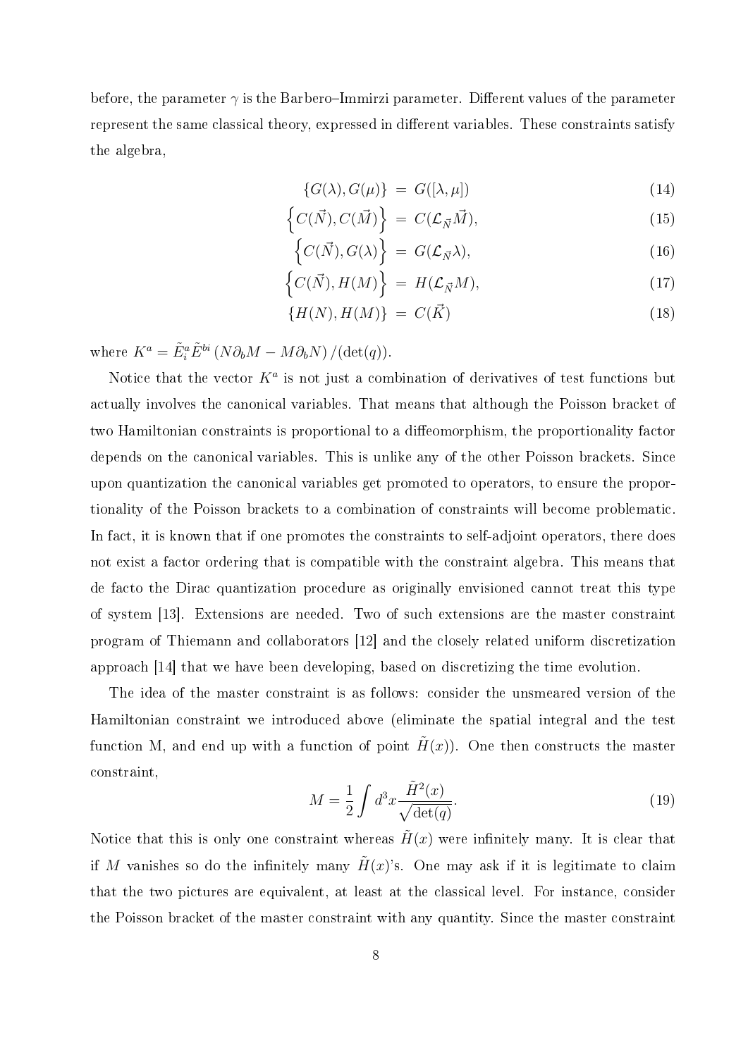before, the parameter $\gamma$ is the Barbero–Immirzi parameter. Different values of the parameter represent the same classical theory, expressed in different variables. These constraints satisfy the algebra,

$$\{G(\lambda), G(\mu)\} = G([\lambda, \mu]) \tag{14}$$

$$\left\{C(\vec{N}), C(\vec{M})\right\} = C(\mathcal{L}_{\vec{N}}\vec{M}), \tag{15}$$

$$\left\{C(\vec{N}), G(\lambda)\right\} = G(\mathcal{L}_{\vec{N}}\lambda), \tag{16}$$

$$\left\{C(\vec{N}), H(M)\right\} = H(\mathcal{L}_{\vec{N}}M), \tag{17}$$

$$\{H(N), H(M)\} = C(\vec{K}) \tag{18}$$

where $K^a = \tilde{E}^a_i \tilde{E}^{bi} \left(N\partial_b M - M\partial_b N\right)/(\det(q))$.

Notice that the vector $K^a$ is not just a combination of derivatives of test functions but actually involves the canonical variables. That means that although the Poisson bracket of two Hamiltonian constraints is proportional to a diffeomorphism, the proportionality factor depends on the canonical variables. This is unlike any of the other Poisson brackets. Since upon quantization the canonical variables get promoted to operators, to ensure the proportionality of the Poisson brackets to a combination of constraints will become problematic. In fact, it is known that if one promotes the constraints to self-adjoint operators, there does not exist a factor ordering that is compatible with the constraint algebra. This means that de facto the Dirac quantization procedure as originally envisioned cannot treat this type of system [13]. Extensions are needed. Two of such extensions are the master constraint program of Thiemann and collaborators [12] and the closely related uniform discretization approach [14] that we have been developing, based on discretizing the time evolution.

The idea of the master constraint is as follows: consider the unsmeared version of the Hamiltonian constraint we introduced above (eliminate the spatial integral and the test function M, and end up with a function of point $\tilde{H}(x)$). One then constructs the master constraint,

$$M = \frac{1}{2}\int d^3x \frac{\tilde{H}^2(x)}{\sqrt{\det(q)}}. \tag{19}$$

Notice that this is only one constraint whereas $\tilde{H}(x)$ were infinitely many. It is clear that if $M$ vanishes so do the infinitely many $\tilde{H}(x)$'s. One may ask if it is legitimate to claim that the two pictures are equivalent, at least at the classical level. For instance, consider the Poisson bracket of the master constraint with any quantity. Since the master constraint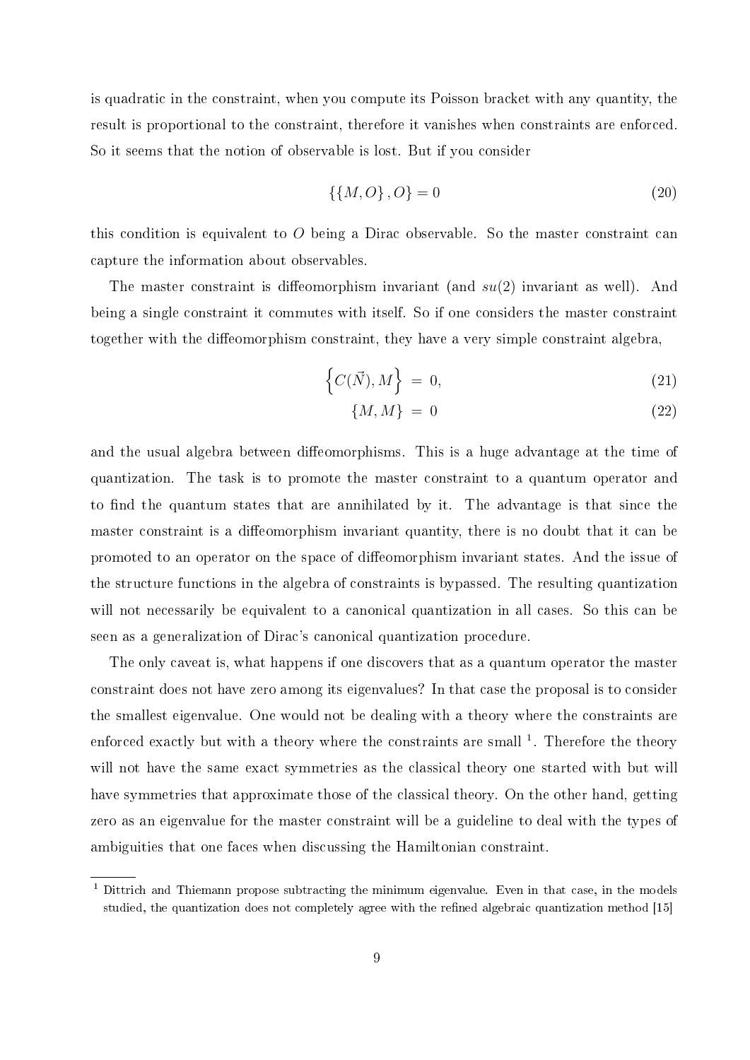is quadratic in the constraint, when you compute its Poisson bracket with any quantity, the result is proportional to the constraint, therefore it vanishes when constraints are enforced. So it seems that the notion of observable is lost. But if you consider

$$\{\{M, O\}, O\} = 0 \tag{20}$$

this condition is equivalent to $O$ being a Dirac observable. So the master constraint can capture the information about observables.

The master constraint is diffeomorphism invariant (and $su(2)$ invariant as well). And being a single constraint it commutes with itself. So if one considers the master constraint together with the diffeomorphism constraint, they have a very simple constraint algebra,

$$\left\{C(\vec{N}), M\right\} = 0, \tag{21}$$

$$\{M, M\} = 0 \tag{22}$$

and the usual algebra between diffeomorphisms. This is a huge advantage at the time of quantization. The task is to promote the master constraint to a quantum operator and to find the quantum states that are annihilated by it. The advantage is that since the master constraint is a diffeomorphism invariant quantity, there is no doubt that it can be promoted to an operator on the space of diffeomorphism invariant states. And the issue of the structure functions in the algebra of constraints is bypassed. The resulting quantization will not necessarily be equivalent to a canonical quantization in all cases. So this can be seen as a generalization of Dirac's canonical quantization procedure.

The only caveat is, what happens if one discovers that as a quantum operator the master constraint does not have zero among its eigenvalues? In that case the proposal is to consider the smallest eigenvalue. One would not be dealing with a theory where the constraints are enforced exactly but with a theory where the constraints are small [1]. Therefore the theory will not have the same exact symmetries as the classical theory one started with but will have symmetries that approximate those of the classical theory. On the other hand, getting zero as an eigenvalue for the master constraint will be a guideline to deal with the types of ambiguities that one faces when discussing the Hamiltonian constraint.

[1] Dittrich and Thiemann propose subtracting the minimum eigenvalue. Even in that case, in the models studied, the quantization does not completely agree with the refined algebraic quantization method [15]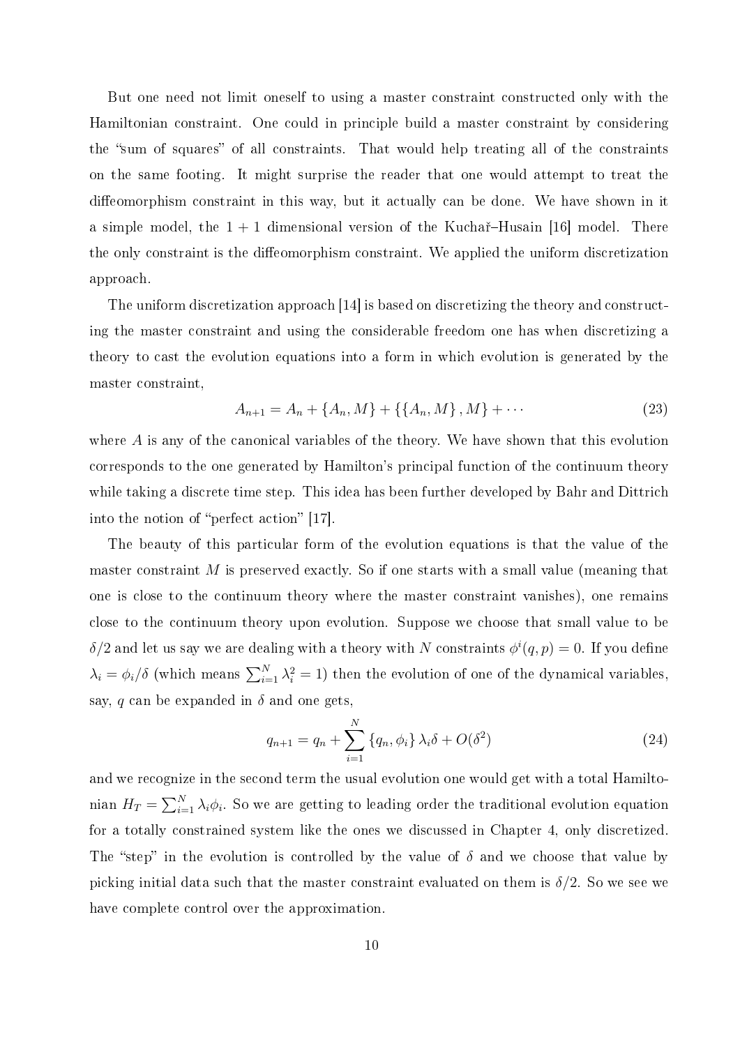But one need not limit oneself to using a master constraint constructed only with the Hamiltonian constraint. One could in principle build a master constraint by considering the "sum of squares" of all constraints. That would help treating all of the constraints on the same footing. It might surprise the reader that one would attempt to treat the diffeomorphism constraint in this way, but it actually can be done. We have shown in it a simple model, the $1+1$ dimensional version of the Kuchař–Husain [16] model. There the only constraint is the diffeomorphism constraint. We applied the uniform discretization approach.

The uniform discretization approach [14] is based on discretizing the theory and constructing the master constraint and using the considerable freedom one has when discretizing a theory to cast the evolution equations into a form in which evolution is generated by the master constraint,

$$A_{n+1} = A_n + \{A_n, M\} + \{\{A_n, M\}, M\} + \cdots \tag{23}$$

where $A$ is any of the canonical variables of the theory. We have shown that this evolution corresponds to the one generated by Hamilton's principal function of the continuum theory while taking a discrete time step. This idea has been further developed by Bahr and Dittrich into the notion of "perfect action" [17].

The beauty of this particular form of the evolution equations is that the value of the master constraint $M$ is preserved exactly. So if one starts with a small value (meaning that one is close to the continuum theory where the master constraint vanishes), one remains close to the continuum theory upon evolution. Suppose we choose that small value to be $\delta/2$ and let us say we are dealing with a theory with $N$ constraints $\phi^i(q,p) = 0$. If you define $\lambda_i = \phi_i/\delta$ (which means $\sum_{i=1}^N \lambda_i^2 = 1$) then the evolution of one of the dynamical variables, say, $q$ can be expanded in $\delta$ and one gets,

$$q_{n+1} = q_n + \sum_{i=1}^{N} \{q_n, \phi_i\} \lambda_i \delta + O(\delta^2) \tag{24}$$

and we recognize in the second term the usual evolution one would get with a total Hamiltonian $H_T = \sum_{i=1}^N \lambda_i \phi_i$. So we are getting to leading order the traditional evolution equation for a totally constrained system like the ones we discussed in Chapter 4, only discretized. The "step" in the evolution is controlled by the value of $\delta$ and we choose that value by picking initial data such that the master constraint evaluated on them is $\delta/2$. So we see we have complete control over the approximation.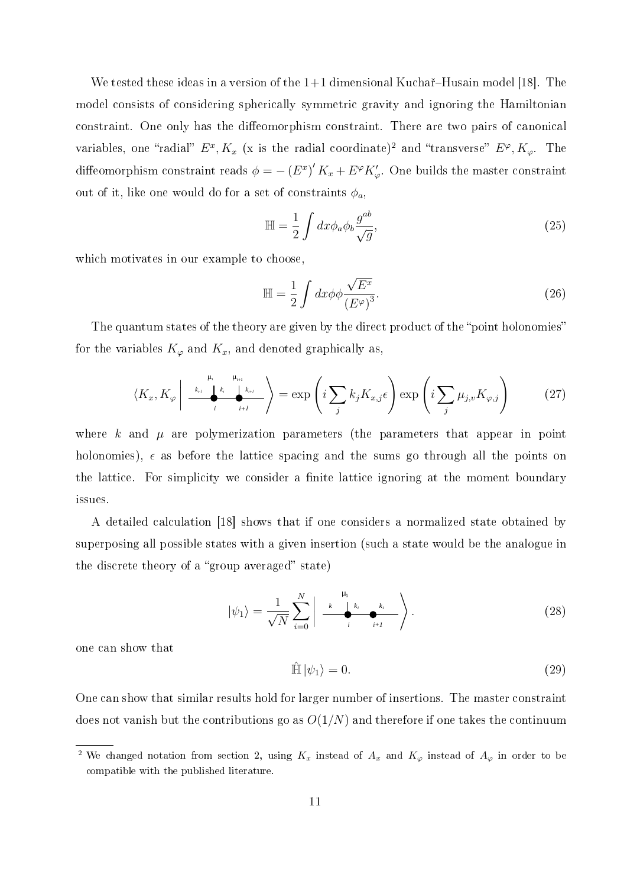We tested these ideas in a version of the 1+1 dimensional Kuchař–Husain model [18]. The model consists of considering spherically symmetric gravity and ignoring the Hamiltonian constraint. One only has the diffeomorphism constraint. There are two pairs of canonical variables, one "radial" $E^x, K_x$ (x is the radial coordinate)[2] and "transverse" $E^\varphi, K_\varphi$. The diffeomorphism constraint reads $\phi = -(E^x)' K_x + E^\varphi K_\varphi'$. One builds the master constraint out of it, like one would do for a set of constraints $\phi_a$,

$$\mathbb{H} = \frac{1}{2}\int dx \phi_a \phi_b \frac{g^{ab}}{\sqrt{g}}, \tag{25}$$

which motivates in our example to choose,

$$\mathbb{H} = \frac{1}{2}\int dx \phi\phi \frac{\sqrt{E^x}}{(E^\varphi)^3}. \tag{26}$$

The quantum states of the theory are given by the direct product of the "point holonomies" for the variables $K_\varphi$ and $K_x$, and denoted graphically as,

$$\left\langle K_x, K_\varphi \left| \; \overset{\mu_i \qquad \mu_{i+1}}{\underset{i \qquad\;\; i+1}{\overset{k_{i-1}\quad k_i \quad k_{i+1}}{\longrightarrow\bullet\!\!-\!\!-\!\!\bullet\!\!-\!\!-}}} \right.\right\rangle = \exp\left(i\sum_j k_j K_{x,j}\epsilon\right)\exp\left(i\sum_j \mu_{j,v} K_{\varphi,j}\right) \tag{27}$$

where $k$ and $\mu$ are polymerization parameters (the parameters that appear in point holonomies), $\epsilon$ as before the lattice spacing and the sums go through all the points on the lattice. For simplicity we consider a finite lattice ignoring at the moment boundary issues.

A detailed calculation [18] shows that if one considers a normalized state obtained by superposing all possible states with a given insertion (such a state would be the analogue in the discrete theory of a "group averaged" state)

$$|\psi_1\rangle = \frac{1}{\sqrt{N}}\sum_{i=0}^{N} \left| \; \overset{\mu_1}{\underset{i \qquad\;\; i+1}{\overset{k \quad\; k_1 \quad\; k_1}{\longrightarrow\bullet\!\!-\!\!-\!\!\bullet\!\!-\!\!-}}} \right\rangle. \tag{28}$$

one can show that

$$\hat{\mathbb{H}}\,|\psi_1\rangle = 0. \tag{29}$$

One can show that similar results hold for larger number of insertions. The master constraint does not vanish but the contributions go as $O(1/N)$ and therefore if one takes the continuum

[2] We changed notation from section 2, using $K_x$ instead of $A_x$ and $K_\varphi$ instead of $A_\varphi$ in order to be compatible with the published literature.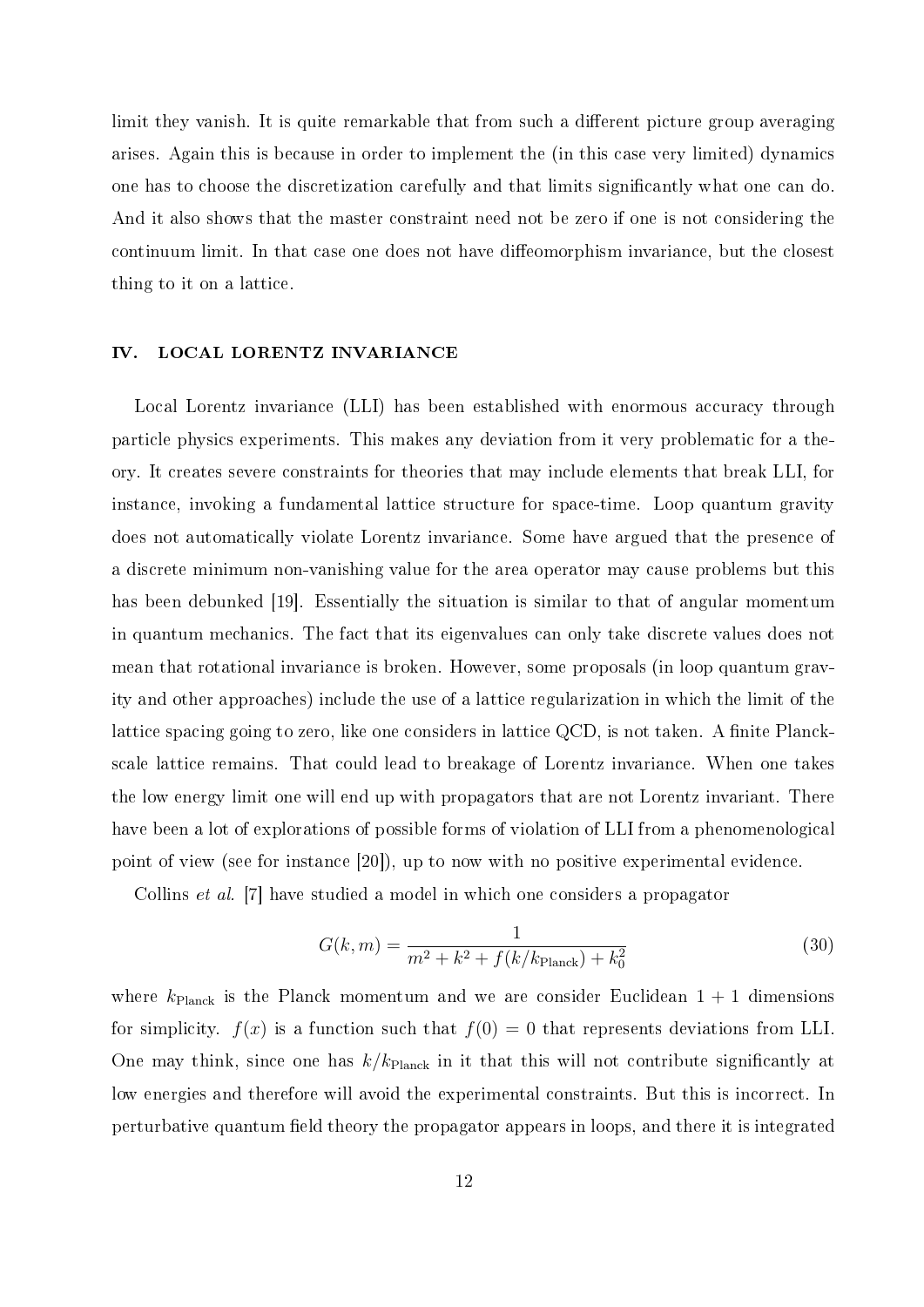limit they vanish. It is quite remarkable that from such a different picture group averaging arises. Again this is because in order to implement the (in this case very limited) dynamics one has to choose the discretization carefully and that limits significantly what one can do. And it also shows that the master constraint need not be zero if one is not considering the continuum limit. In that case one does not have diffeomorphism invariance, but the closest thing to it on a lattice.

## IV. LOCAL LORENTZ INVARIANCE

Local Lorentz invariance (LLI) has been established with enormous accuracy through particle physics experiments. This makes any deviation from it very problematic for a theory. It creates severe constraints for theories that may include elements that break LLI, for instance, invoking a fundamental lattice structure for space-time. Loop quantum gravity does not automatically violate Lorentz invariance. Some have argued that the presence of a discrete minimum non-vanishing value for the area operator may cause problems but this has been debunked [19]. Essentially the situation is similar to that of angular momentum in quantum mechanics. The fact that its eigenvalues can only take discrete values does not mean that rotational invariance is broken. However, some proposals (in loop quantum gravity and other approaches) include the use of a lattice regularization in which the limit of the lattice spacing going to zero, like one considers in lattice QCD, is not taken. A finite Planck-scale lattice remains. That could lead to breakage of Lorentz invariance. When one takes the low energy limit one will end up with propagators that are not Lorentz invariant. There have been a lot of explorations of possible forms of violation of LLI from a phenomenological point of view (see for instance [20]), up to now with no positive experimental evidence.

Collins *et al.* [7] have studied a model in which one considers a propagator

$$G(k,m) = \frac{1}{m^2 + k^2 + f(k/k_{\text{Planck}}) + k_0^2} \tag{30}$$

where $k_{\text{Planck}}$ is the Planck momentum and we are consider Euclidean $1+1$ dimensions for simplicity. $f(x)$ is a function such that $f(0) = 0$ that represents deviations from LLI. One may think, since one has $k/k_{\text{Planck}}$ in it that this will not contribute significantly at low energies and therefore will avoid the experimental constraints. But this is incorrect. In perturbative quantum field theory the propagator appears in loops, and there it is integrated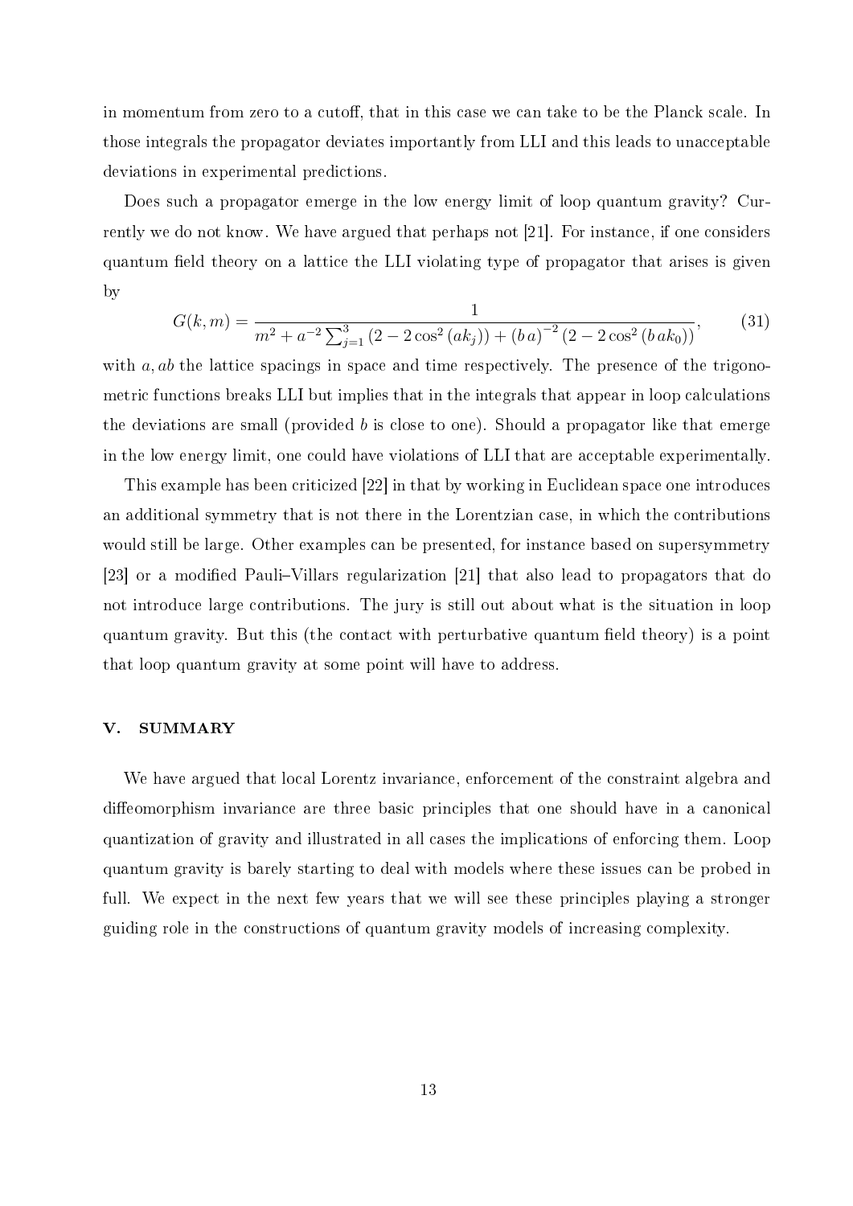in momentum from zero to a cutoff, that in this case we can take to be the Planck scale. In those integrals the propagator deviates importantly from LLI and this leads to unacceptable deviations in experimental predictions.

Does such a propagator emerge in the low energy limit of loop quantum gravity? Currently we do not know. We have argued that perhaps not [21]. For instance, if one considers quantum field theory on a lattice the LLI violating type of propagator that arises is given by

$$G(k,m) = \frac{1}{m^2 + a^{-2}\sum_{j=1}^{3}\left(2 - 2\cos^2\left(ak_j\right)\right) + \left(b\,a\right)^{-2}\left(2 - 2\cos^2\left(b\,ak_0\right)\right)}, \tag{31}$$

with $a, ab$ the lattice spacings in space and time respectively. The presence of the trigonometric functions breaks LLI but implies that in the integrals that appear in loop calculations the deviations are small (provided $b$ is close to one). Should a propagator like that emerge in the low energy limit, one could have violations of LLI that are acceptable experimentally.

This example has been criticized [22] in that by working in Euclidean space one introduces an additional symmetry that is not there in the Lorentzian case, in which the contributions would still be large. Other examples can be presented, for instance based on supersymmetry [23] or a modified Pauli–Villars regularization [21] that also lead to propagators that do not introduce large contributions. The jury is still out about what is the situation in loop quantum gravity. But this (the contact with perturbative quantum field theory) is a point that loop quantum gravity at some point will have to address.

## V. SUMMARY

We have argued that local Lorentz invariance, enforcement of the constraint algebra and diffeomorphism invariance are three basic principles that one should have in a canonical quantization of gravity and illustrated in all cases the implications of enforcing them. Loop quantum gravity is barely starting to deal with models where these issues can be probed in full. We expect in the next few years that we will see these principles playing a stronger guiding role in the constructions of quantum gravity models of increasing complexity.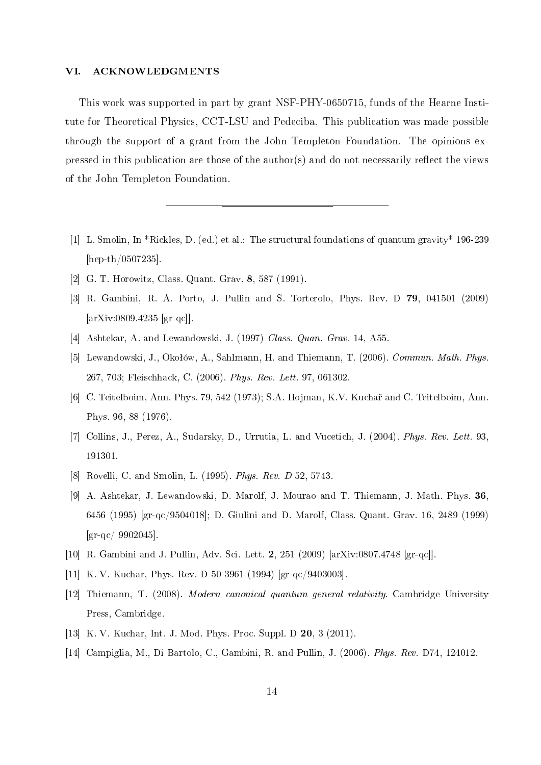## VI. ACKNOWLEDGMENTS

This work was supported in part by grant NSF-PHY-0650715, funds of the Hearne Institute for Theoretical Physics, CCT-LSU and Pedeciba. This publication was made possible through the support of a grant from the John Templeton Foundation. The opinions expressed in this publication are those of the author(s) and do not necessarily reflect the views of the John Templeton Foundation.

---

[1] L. Smolin, In *Rickles, D. (ed.) et al.: The structural foundations of quantum gravity* 196-239 [hep-th/0507235].

[2] G. T. Horowitz, Class. Quant. Grav. **8**, 587 (1991).

[3] R. Gambini, R. A. Porto, J. Pullin and S. Torterolo, Phys. Rev. D **79**, 041501 (2009) [arXiv:0809.4235 [gr-qc]].

[4] Ashtekar, A. and Lewandowski, J. (1997) *Class. Quan. Grav.* 14, A55.

[5] Lewandowski, J., Okołów, A., Sahlmann, H. and Thiemann, T. (2006). *Commun. Math. Phys.* 267, 703; Fleischhack, C. (2006). *Phys. Rev. Lett.* 97, 061302.

[6] C. Teitelboim, Ann. Phys. 79, 542 (1973); S.A. Hojman, K.V. Kuchař and C. Teitelboim, Ann. Phys. 96, 88 (1976).

[7] Collins, J., Perez, A., Sudarsky, D., Urrutia, L. and Vucetich, J. (2004). *Phys. Rev. Lett.* 93, 191301.

[8] Rovelli, C. and Smolin, L. (1995). *Phys. Rev. D* 52, 5743.

[9] A. Ashtekar, J. Lewandowski, D. Marolf, J. Mourao and T. Thiemann, J. Math. Phys. **36**, 6456 (1995) [gr-qc/9504018]; D. Giulini and D. Marolf, Class. Quant. Grav. 16, 2489 (1999) [gr-qc/ 9902045].

[10] R. Gambini and J. Pullin, Adv. Sci. Lett. **2**, 251 (2009) [arXiv:0807.4748 [gr-qc]].

[11] K. V. Kuchar, Phys. Rev. D 50 3961 (1994) [gr-qc/9403003].

[12] Thiemann, T. (2008). *Modern canonical quantum general relativity.* Cambridge University Press, Cambridge.

[13] K. V. Kuchar, Int. J. Mod. Phys. Proc. Suppl. D **20**, 3 (2011).

[14] Campiglia, M., Di Bartolo, C., Gambini, R. and Pullin, J. (2006). *Phys. Rev.* D74, 124012.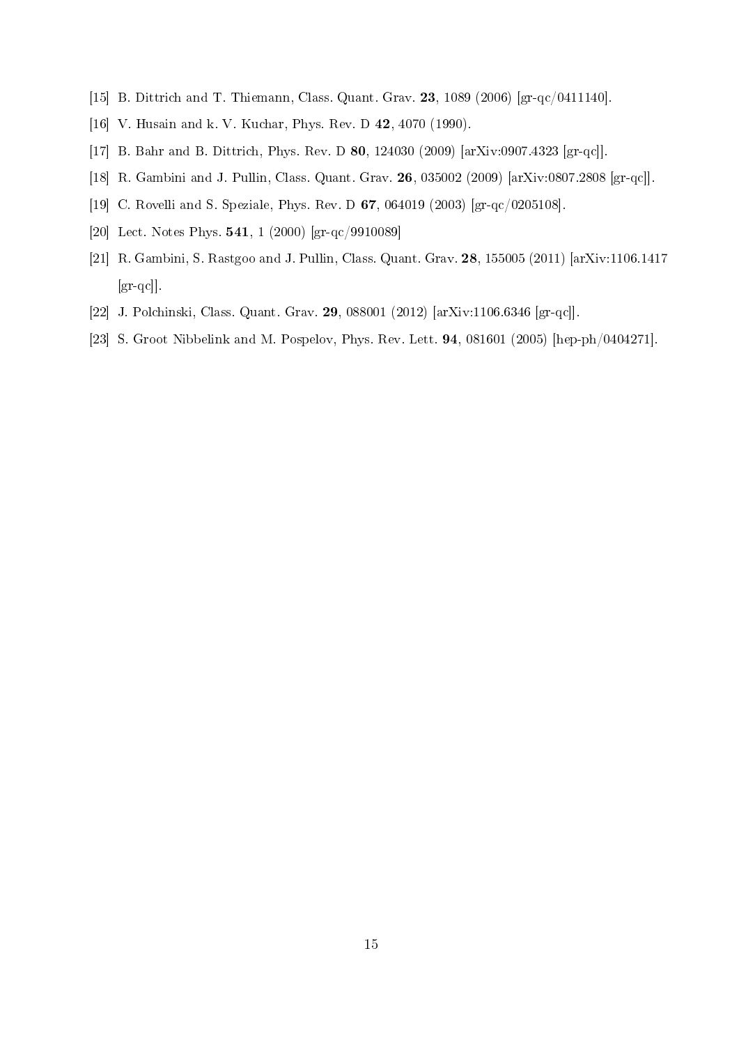[15] B. Dittrich and T. Thiemann, Class. Quant. Grav. **23**, 1089 (2006) [gr-qc/0411140].

[16] V. Husain and k. V. Kuchar, Phys. Rev. D **42**, 4070 (1990).

[17] B. Bahr and B. Dittrich, Phys. Rev. D **80**, 124030 (2009) [arXiv:0907.4323 [gr-qc]].

[18] R. Gambini and J. Pullin, Class. Quant. Grav. **26**, 035002 (2009) [arXiv:0807.2808 [gr-qc]].

[19] C. Rovelli and S. Speziale, Phys. Rev. D **67**, 064019 (2003) [gr-qc/0205108].

[20] Lect. Notes Phys. **541**, 1 (2000) [gr-qc/9910089]

[21] R. Gambini, S. Rastgoo and J. Pullin, Class. Quant. Grav. **28**, 155005 (2011) [arXiv:1106.1417 [gr-qc]].

[22] J. Polchinski, Class. Quant. Grav. **29**, 088001 (2012) [arXiv:1106.6346 [gr-qc]].

[23] S. Groot Nibbelink and M. Pospelov, Phys. Rev. Lett. **94**, 081601 (2005) [hep-ph/0404271].